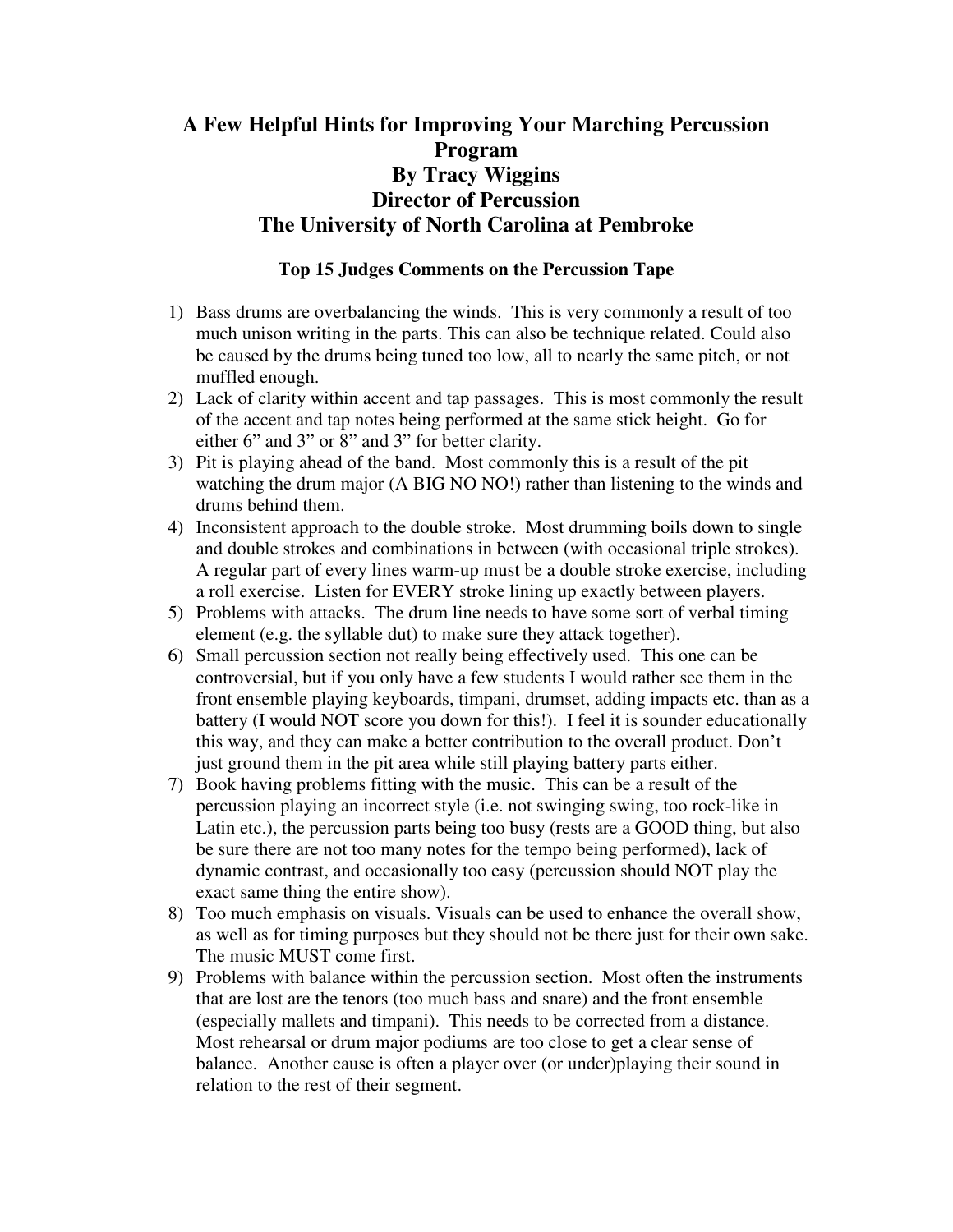# A Few Helpful Hints for Improving Your Marching Percussion Program
# By Tracy Wiggins
# Director of Percussion
# The University of North Carolina at Pembroke

### Top 15 Judges Comments on the Percussion Tape

1) Bass drums are overbalancing the winds. This is very commonly a result of too much unison writing in the parts. This can also be technique related. Could also be caused by the drums being tuned too low, all to nearly the same pitch, or not muffled enough.
2) Lack of clarity within accent and tap passages. This is most commonly the result of the accent and tap notes being performed at the same stick height. Go for either 6" and 3" or 8" and 3" for better clarity.
3) Pit is playing ahead of the band. Most commonly this is a result of the pit watching the drum major (A BIG NO NO!) rather than listening to the winds and drums behind them.
4) Inconsistent approach to the double stroke. Most drumming boils down to single and double strokes and combinations in between (with occasional triple strokes). A regular part of every lines warm-up must be a double stroke exercise, including a roll exercise. Listen for EVERY stroke lining up exactly between players.
5) Problems with attacks. The drum line needs to have some sort of verbal timing element (e.g. the syllable dut) to make sure they attack together).
6) Small percussion section not really being effectively used. This one can be controversial, but if you only have a few students I would rather see them in the front ensemble playing keyboards, timpani, drumset, adding impacts etc. than as a battery (I would NOT score you down for this!). I feel it is sounder educationally this way, and they can make a better contribution to the overall product. Don't just ground them in the pit area while still playing battery parts either.
7) Book having problems fitting with the music. This can be a result of the percussion playing an incorrect style (i.e. not swinging swing, too rock-like in Latin etc.), the percussion parts being too busy (rests are a GOOD thing, but also be sure there are not too many notes for the tempo being performed), lack of dynamic contrast, and occasionally too easy (percussion should NOT play the exact same thing the entire show).
8) Too much emphasis on visuals. Visuals can be used to enhance the overall show, as well as for timing purposes but they should not be there just for their own sake. The music MUST come first.
9) Problems with balance within the percussion section. Most often the instruments that are lost are the tenors (too much bass and snare) and the front ensemble (especially mallets and timpani). This needs to be corrected from a distance. Most rehearsal or drum major podiums are too close to get a clear sense of balance. Another cause is often a player over (or under)playing their sound in relation to the rest of their segment.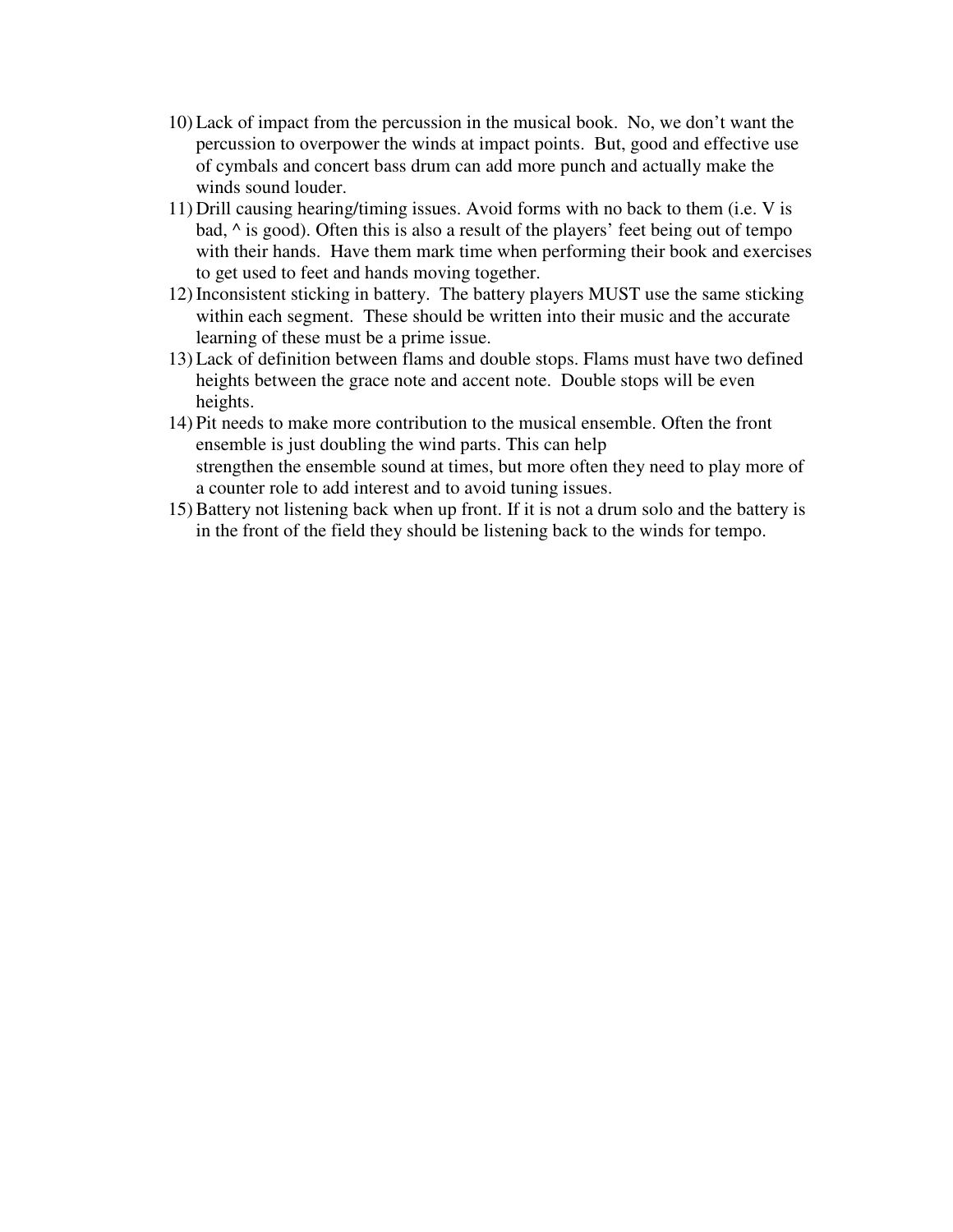10) Lack of impact from the percussion in the musical book. No, we don't want the percussion to overpower the winds at impact points. But, good and effective use of cymbals and concert bass drum can add more punch and actually make the winds sound louder.
11) Drill causing hearing/timing issues. Avoid forms with no back to them (i.e. V is bad, ^ is good). Often this is also a result of the players' feet being out of tempo with their hands. Have them mark time when performing their book and exercises to get used to feet and hands moving together.
12) Inconsistent sticking in battery. The battery players MUST use the same sticking within each segment. These should be written into their music and the accurate learning of these must be a prime issue.
13) Lack of definition between flams and double stops. Flams must have two defined heights between the grace note and accent note. Double stops will be even heights.
14) Pit needs to make more contribution to the musical ensemble. Often the front ensemble is just doubling the wind parts. This can help strengthen the ensemble sound at times, but more often they need to play more of a counter role to add interest and to avoid tuning issues.
15) Battery not listening back when up front. If it is not a drum solo and the battery is in the front of the field they should be listening back to the winds for tempo.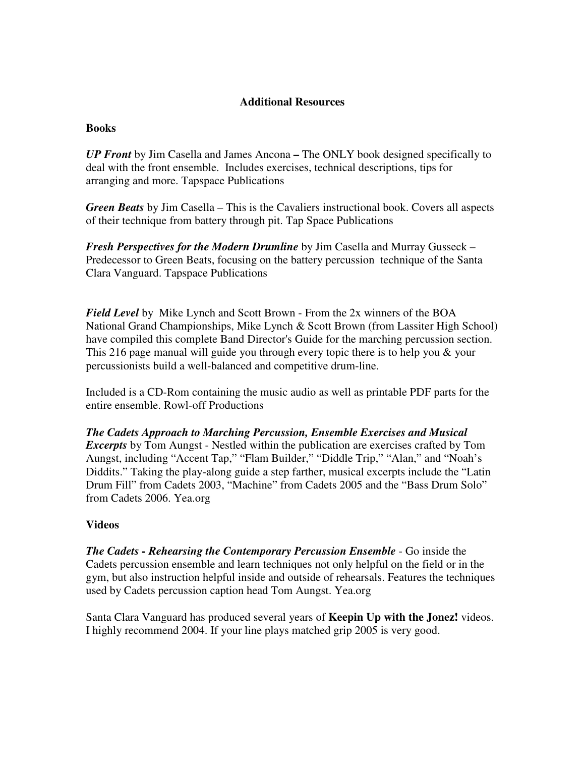## Additional Resources

### Books

***UP Front*** by Jim Casella and James Ancona **–** The ONLY book designed specifically to deal with the front ensemble. Includes exercises, technical descriptions, tips for arranging and more. Tapspace Publications

***Green Beats*** by Jim Casella – This is the Cavaliers instructional book. Covers all aspects of their technique from battery through pit. Tap Space Publications

***Fresh Perspectives for the Modern Drumline*** by Jim Casella and Murray Gusseck – Predecessor to Green Beats, focusing on the battery percussion technique of the Santa Clara Vanguard. Tapspace Publications

***Field Level*** by Mike Lynch and Scott Brown - From the 2x winners of the BOA National Grand Championships, Mike Lynch & Scott Brown (from Lassiter High School) have compiled this complete Band Director's Guide for the marching percussion section. This 216 page manual will guide you through every topic there is to help you & your percussionists build a well-balanced and competitive drum-line.

Included is a CD-Rom containing the music audio as well as printable PDF parts for the entire ensemble. Rowl-off Productions

***The Cadets Approach to Marching Percussion, Ensemble Exercises and Musical Excerpts*** by Tom Aungst - Nestled within the publication are exercises crafted by Tom Aungst, including "Accent Tap," "Flam Builder," "Diddle Trip," "Alan," and "Noah's Diddits." Taking the play-along guide a step farther, musical excerpts include the "Latin Drum Fill" from Cadets 2003, "Machine" from Cadets 2005 and the "Bass Drum Solo" from Cadets 2006. Yea.org

### Videos

***The Cadets - Rehearsing the Contemporary Percussion Ensemble*** - Go inside the Cadets percussion ensemble and learn techniques not only helpful on the field or in the gym, but also instruction helpful inside and outside of rehearsals. Features the techniques used by Cadets percussion caption head Tom Aungst. Yea.org

Santa Clara Vanguard has produced several years of **Keepin Up with the Jonez!** videos. I highly recommend 2004. If your line plays matched grip 2005 is very good.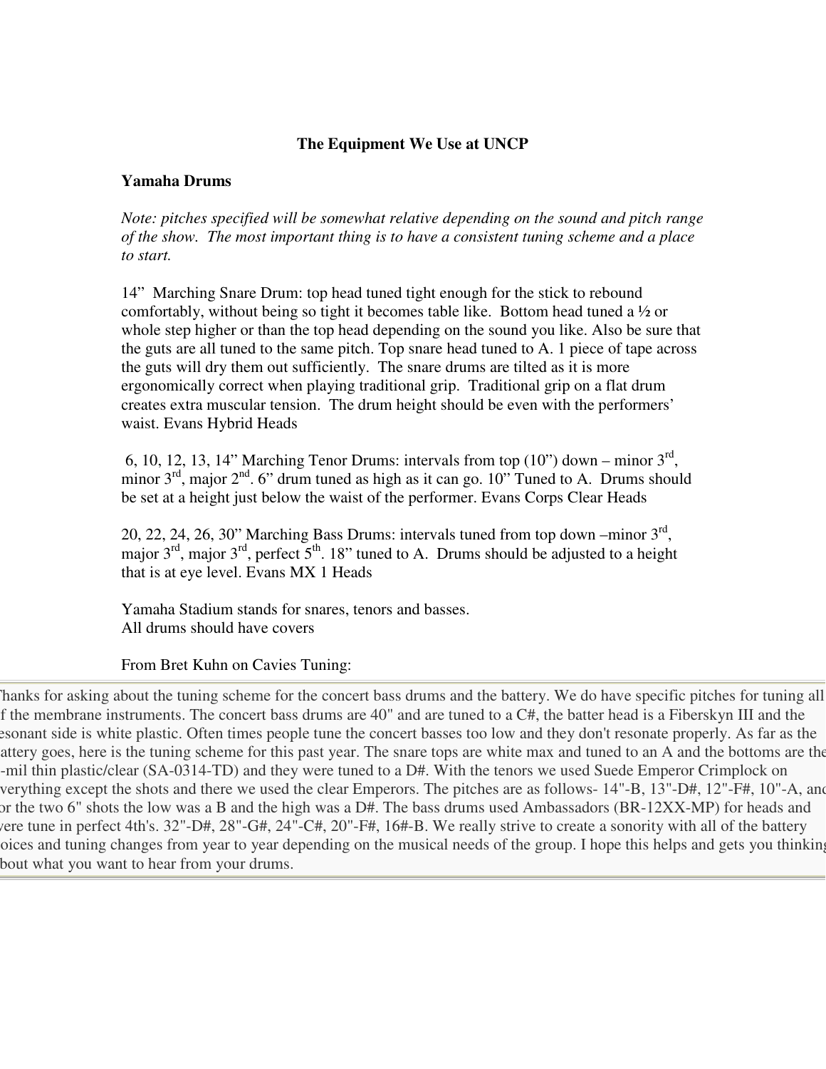# The Equipment We Use at UNCP

## Yamaha Drums

*Note: pitches specified will be somewhat relative depending on the sound and pitch range of the show. The most important thing is to have a consistent tuning scheme and a place to start.*

14" Marching Snare Drum: top head tuned tight enough for the stick to rebound comfortably, without being so tight it becomes table like. Bottom head tuned a ½ or whole step higher or than the top head depending on the sound you like. Also be sure that the guts are all tuned to the same pitch. Top snare head tuned to A. 1 piece of tape across the guts will dry them out sufficiently. The snare drums are tilted as it is more ergonomically correct when playing traditional grip. Traditional grip on a flat drum creates extra muscular tension. The drum height should be even with the performers' waist. Evans Hybrid Heads

6, 10, 12, 13, 14" Marching Tenor Drums: intervals from top (10") down – minor 3rd, minor 3rd, major 2nd. 6" drum tuned as high as it can go. 10" Tuned to A. Drums should be set at a height just below the waist of the performer. Evans Corps Clear Heads

20, 22, 24, 26, 30" Marching Bass Drums: intervals tuned from top down –minor 3rd, major 3rd, major 3rd, perfect 5th. 18" tuned to A. Drums should be adjusted to a height that is at eye level. Evans MX 1 Heads

Yamaha Stadium stands for snares, tenors and basses.
All drums should have covers

From Bret Kuhn on Cavies Tuning:

Thanks for asking about the tuning scheme for the concert bass drums and the battery. We do have specific pitches for tuning all of the membrane instruments. The concert bass drums are 40" and are tuned to a C#, the batter head is a Fiberskyn III and the resonant side is white plastic. Often times people tune the concert basses too low and they don't resonate properly. As far as the battery goes, here is the tuning scheme for this past year. The snare tops are white max and tuned to an A and the bottoms are the 2-mil thin plastic/clear (SA-0314-TD) and they were tuned to a D#. With the tenors we used Suede Emperor Crimplock on everything except the shots and there we used the clear Emperors. The pitches are as follows- 14"-B, 13"-D#, 12"-F#, 10"-A, and for the two 6" shots the low was a B and the high was a D#. The bass drums used Ambassadors (BR-12XX-MP) for heads and were tune in perfect 4th's. 32"-D#, 28"-G#, 24"-C#, 20"-F#, 16#-B. We really strive to create a sonority with all of the battery voices and tuning changes from year to year depending on the musical needs of the group. I hope this helps and gets you thinking about what you want to hear from your drums.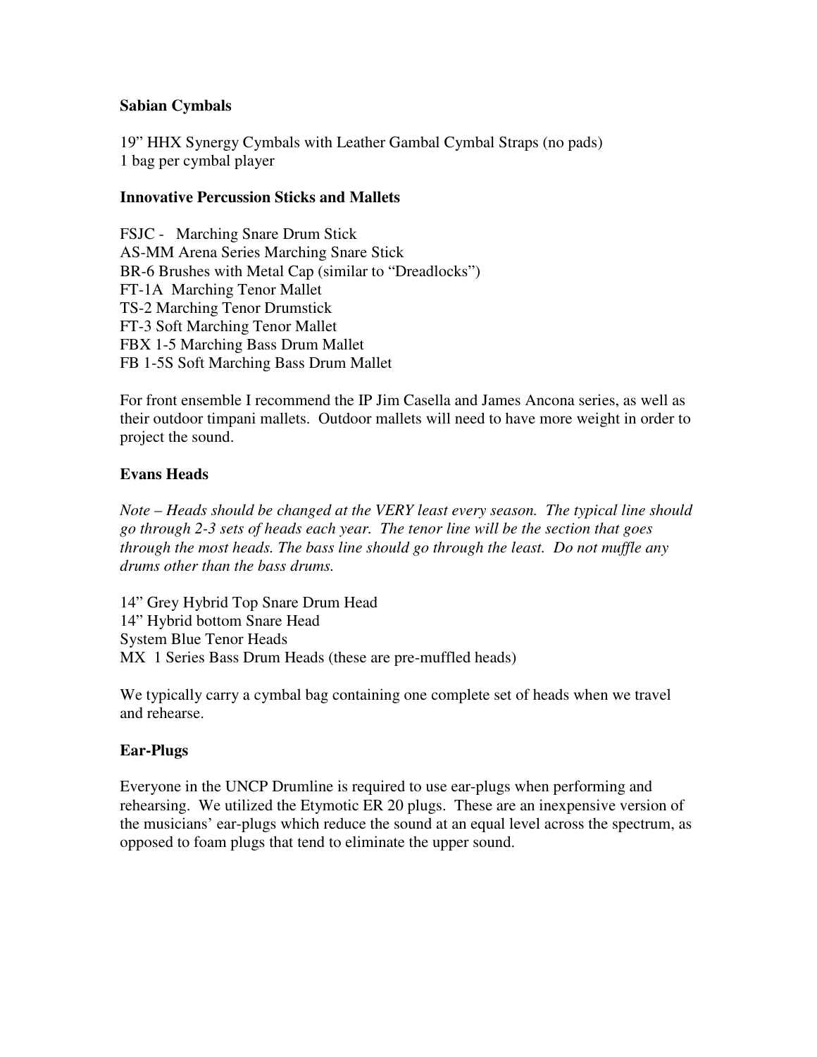**Sabian Cymbals**

19" HHX Synergy Cymbals with Leather Gambal Cymbal Straps (no pads)
1 bag per cymbal player

**Innovative Percussion Sticks and Mallets**

FSJC - Marching Snare Drum Stick
AS-MM Arena Series Marching Snare Stick
BR-6 Brushes with Metal Cap (similar to "Dreadlocks")
FT-1A Marching Tenor Mallet
TS-2 Marching Tenor Drumstick
FT-3 Soft Marching Tenor Mallet
FBX 1-5 Marching Bass Drum Mallet
FB 1-5S Soft Marching Bass Drum Mallet

For front ensemble I recommend the IP Jim Casella and James Ancona series, as well as their outdoor timpani mallets. Outdoor mallets will need to have more weight in order to project the sound.

**Evans Heads**

*Note – Heads should be changed at the VERY least every season. The typical line should go through 2-3 sets of heads each year. The tenor line will be the section that goes through the most heads. The bass line should go through the least. Do not muffle any drums other than the bass drums.*

14" Grey Hybrid Top Snare Drum Head
14" Hybrid bottom Snare Head
System Blue Tenor Heads
MX 1 Series Bass Drum Heads (these are pre-muffled heads)

We typically carry a cymbal bag containing one complete set of heads when we travel and rehearse.

**Ear-Plugs**

Everyone in the UNCP Drumline is required to use ear-plugs when performing and rehearsing. We utilized the Etymotic ER 20 plugs. These are an inexpensive version of the musicians' ear-plugs which reduce the sound at an equal level across the spectrum, as opposed to foam plugs that tend to eliminate the upper sound.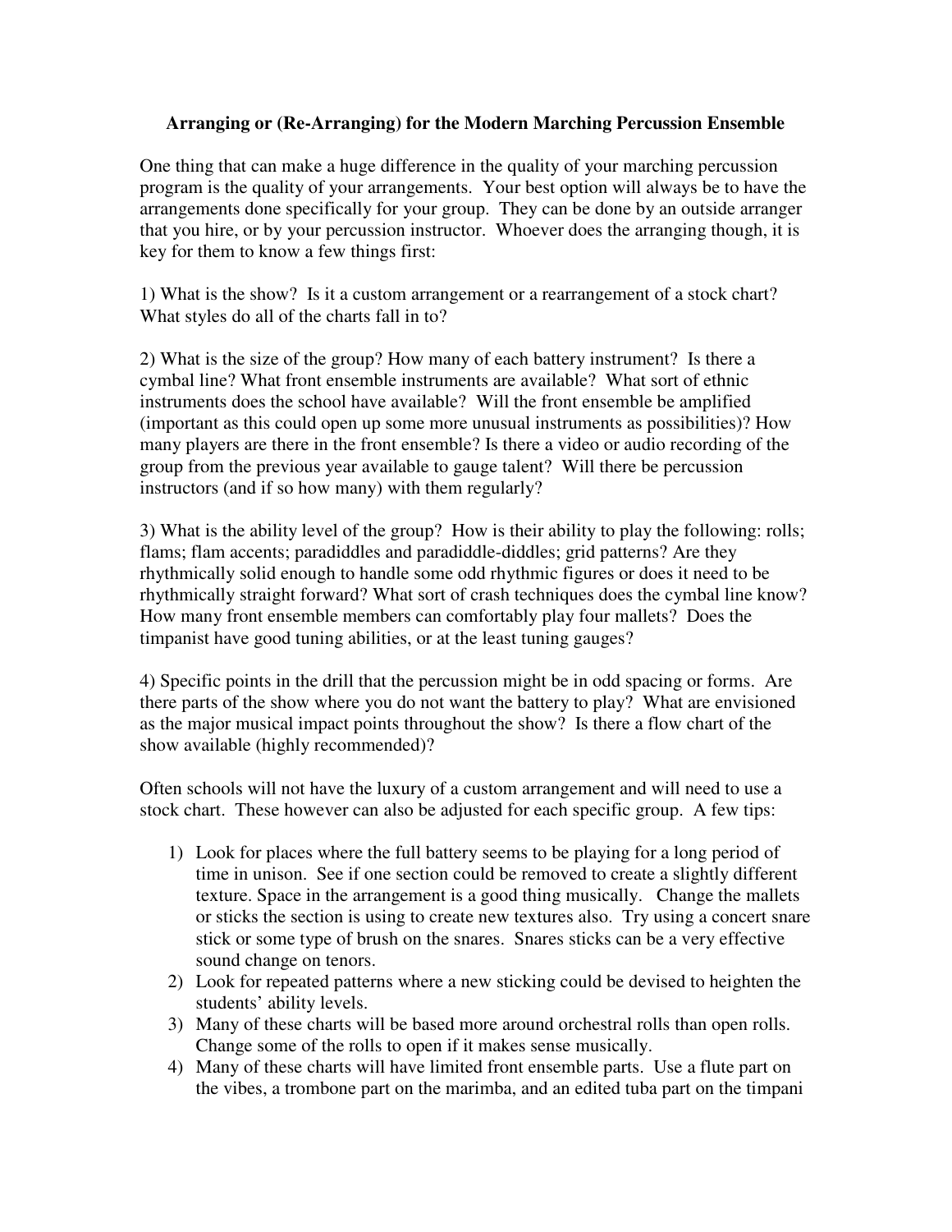## Arranging or (Re-Arranging) for the Modern Marching Percussion Ensemble

One thing that can make a huge difference in the quality of your marching percussion program is the quality of your arrangements. Your best option will always be to have the arrangements done specifically for your group. They can be done by an outside arranger that you hire, or by your percussion instructor. Whoever does the arranging though, it is key for them to know a few things first:

1) What is the show? Is it a custom arrangement or a rearrangement of a stock chart? What styles do all of the charts fall in to?

2) What is the size of the group? How many of each battery instrument? Is there a cymbal line? What front ensemble instruments are available? What sort of ethnic instruments does the school have available? Will the front ensemble be amplified (important as this could open up some more unusual instruments as possibilities)? How many players are there in the front ensemble? Is there a video or audio recording of the group from the previous year available to gauge talent? Will there be percussion instructors (and if so how many) with them regularly?

3) What is the ability level of the group? How is their ability to play the following: rolls; flams; flam accents; paradiddles and paradiddle-diddles; grid patterns? Are they rhythmically solid enough to handle some odd rhythmic figures or does it need to be rhythmically straight forward? What sort of crash techniques does the cymbal line know? How many front ensemble members can comfortably play four mallets? Does the timpanist have good tuning abilities, or at the least tuning gauges?

4) Specific points in the drill that the percussion might be in odd spacing or forms. Are there parts of the show where you do not want the battery to play? What are envisioned as the major musical impact points throughout the show? Is there a flow chart of the show available (highly recommended)?

Often schools will not have the luxury of a custom arrangement and will need to use a stock chart. These however can also be adjusted for each specific group. A few tips:

1) Look for places where the full battery seems to be playing for a long period of time in unison. See if one section could be removed to create a slightly different texture. Space in the arrangement is a good thing musically. Change the mallets or sticks the section is using to create new textures also. Try using a concert snare stick or some type of brush on the snares. Snares sticks can be a very effective sound change on tenors.
2) Look for repeated patterns where a new sticking could be devised to heighten the students' ability levels.
3) Many of these charts will be based more around orchestral rolls than open rolls. Change some of the rolls to open if it makes sense musically.
4) Many of these charts will have limited front ensemble parts. Use a flute part on the vibes, a trombone part on the marimba, and an edited tuba part on the timpani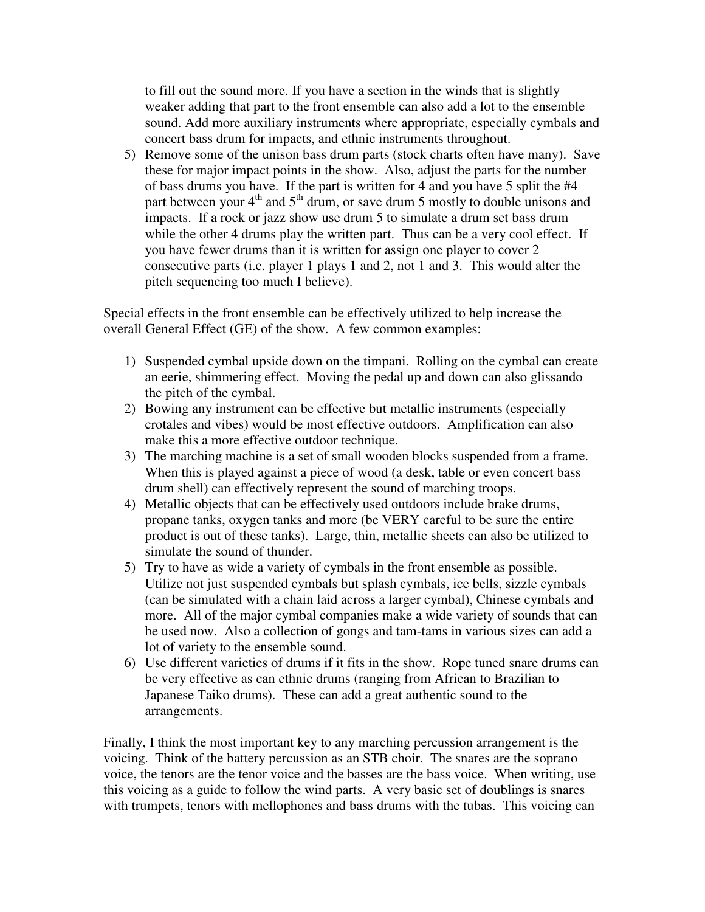to fill out the sound more. If you have a section in the winds that is slightly weaker adding that part to the front ensemble can also add a lot to the ensemble sound. Add more auxiliary instruments where appropriate, especially cymbals and concert bass drum for impacts, and ethnic instruments throughout.

5) Remove some of the unison bass drum parts (stock charts often have many). Save these for major impact points in the show. Also, adjust the parts for the number of bass drums you have. If the part is written for 4 and you have 5 split the #4 part between your 4th and 5th drum, or save drum 5 mostly to double unisons and impacts. If a rock or jazz show use drum 5 to simulate a drum set bass drum while the other 4 drums play the written part. Thus can be a very cool effect. If you have fewer drums than it is written for assign one player to cover 2 consecutive parts (i.e. player 1 plays 1 and 2, not 1 and 3. This would alter the pitch sequencing too much I believe).

Special effects in the front ensemble can be effectively utilized to help increase the overall General Effect (GE) of the show. A few common examples:

1) Suspended cymbal upside down on the timpani. Rolling on the cymbal can create an eerie, shimmering effect. Moving the pedal up and down can also glissando the pitch of the cymbal.
2) Bowing any instrument can be effective but metallic instruments (especially crotales and vibes) would be most effective outdoors. Amplification can also make this a more effective outdoor technique.
3) The marching machine is a set of small wooden blocks suspended from a frame. When this is played against a piece of wood (a desk, table or even concert bass drum shell) can effectively represent the sound of marching troops.
4) Metallic objects that can be effectively used outdoors include brake drums, propane tanks, oxygen tanks and more (be VERY careful to be sure the entire product is out of these tanks). Large, thin, metallic sheets can also be utilized to simulate the sound of thunder.
5) Try to have as wide a variety of cymbals in the front ensemble as possible. Utilize not just suspended cymbals but splash cymbals, ice bells, sizzle cymbals (can be simulated with a chain laid across a larger cymbal), Chinese cymbals and more. All of the major cymbal companies make a wide variety of sounds that can be used now. Also a collection of gongs and tam-tams in various sizes can add a lot of variety to the ensemble sound.
6) Use different varieties of drums if it fits in the show. Rope tuned snare drums can be very effective as can ethnic drums (ranging from African to Brazilian to Japanese Taiko drums). These can add a great authentic sound to the arrangements.

Finally, I think the most important key to any marching percussion arrangement is the voicing. Think of the battery percussion as an STB choir. The snares are the soprano voice, the tenors are the tenor voice and the basses are the bass voice. When writing, use this voicing as a guide to follow the wind parts. A very basic set of doublings is snares with trumpets, tenors with mellophones and bass drums with the tubas. This voicing can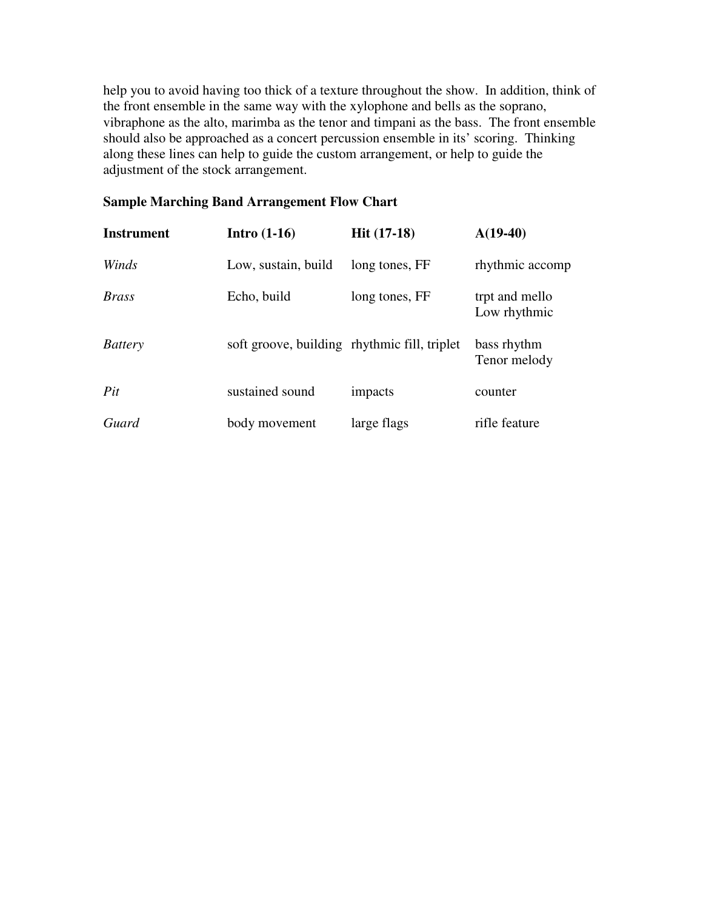help you to avoid having too thick of a texture throughout the show. In addition, think of the front ensemble in the same way with the xylophone and bells as the soprano, vibraphone as the alto, marimba as the tenor and timpani as the bass. The front ensemble should also be approached as a concert percussion ensemble in its' scoring. Thinking along these lines can help to guide the custom arrangement, or help to guide the adjustment of the stock arrangement.

**Sample Marching Band Arrangement Flow Chart**

| **Instrument** | **Intro (1-16)** | **Hit (17-18)** | **A(19-40)** |
|---|---|---|---|
| *Winds* | Low, sustain, build | long tones, FF | rhythmic accomp |
| *Brass* | Echo, build | long tones, FF | trpt and mello<br>Low rhythmic |
| *Battery* | soft groove, building | rhythmic fill, triplet | bass rhythm<br>Tenor melody |
| *Pit* | sustained sound | impacts | counter |
| *Guard* | body movement | large flags | rifle feature |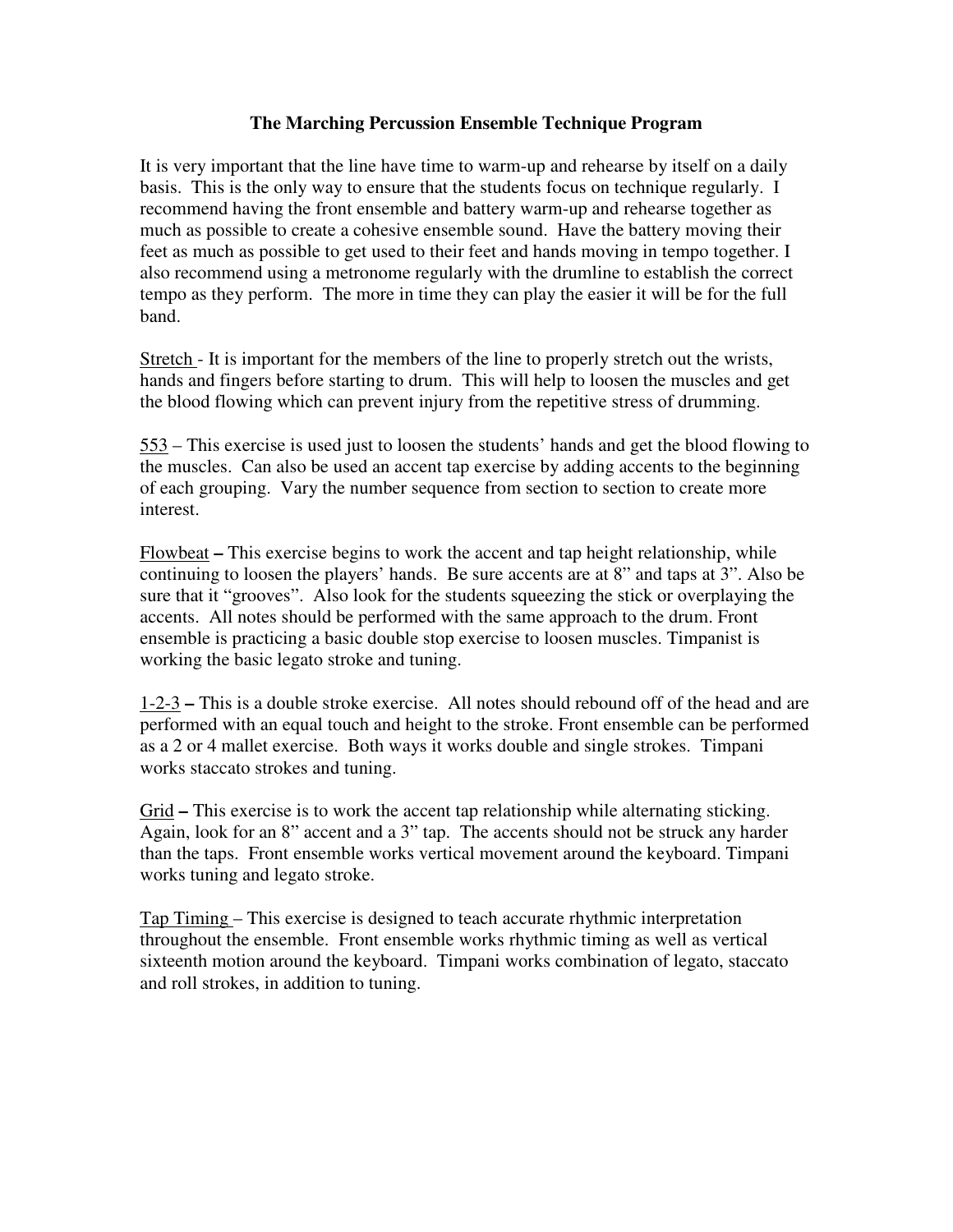# The Marching Percussion Ensemble Technique Program

It is very important that the line have time to warm-up and rehearse by itself on a daily basis. This is the only way to ensure that the students focus on technique regularly. I recommend having the front ensemble and battery warm-up and rehearse together as much as possible to create a cohesive ensemble sound. Have the battery moving their feet as much as possible to get used to their feet and hands moving in tempo together. I also recommend using a metronome regularly with the drumline to establish the correct tempo as they perform. The more in time they can play the easier it will be for the full band.

<u>Stretch</u> - It is important for the members of the line to properly stretch out the wrists, hands and fingers before starting to drum. This will help to loosen the muscles and get the blood flowing which can prevent injury from the repetitive stress of drumming.

<u>553</u> – This exercise is used just to loosen the students' hands and get the blood flowing to the muscles. Can also be used an accent tap exercise by adding accents to the beginning of each grouping. Vary the number sequence from section to section to create more interest.

<u>Flowbeat</u> **–** This exercise begins to work the accent and tap height relationship, while continuing to loosen the players' hands. Be sure accents are at 8" and taps at 3". Also be sure that it "grooves". Also look for the students squeezing the stick or overplaying the accents. All notes should be performed with the same approach to the drum. Front ensemble is practicing a basic double stop exercise to loosen muscles. Timpanist is working the basic legato stroke and tuning.

<u>1-2-3</u> **–** This is a double stroke exercise. All notes should rebound off of the head and are performed with an equal touch and height to the stroke. Front ensemble can be performed as a 2 or 4 mallet exercise. Both ways it works double and single strokes. Timpani works staccato strokes and tuning.

<u>Grid</u> **–** This exercise is to work the accent tap relationship while alternating sticking. Again, look for an 8" accent and a 3" tap. The accents should not be struck any harder than the taps. Front ensemble works vertical movement around the keyboard. Timpani works tuning and legato stroke.

<u>Tap Timing</u> – This exercise is designed to teach accurate rhythmic interpretation throughout the ensemble. Front ensemble works rhythmic timing as well as vertical sixteenth motion around the keyboard. Timpani works combination of legato, staccato and roll strokes, in addition to tuning.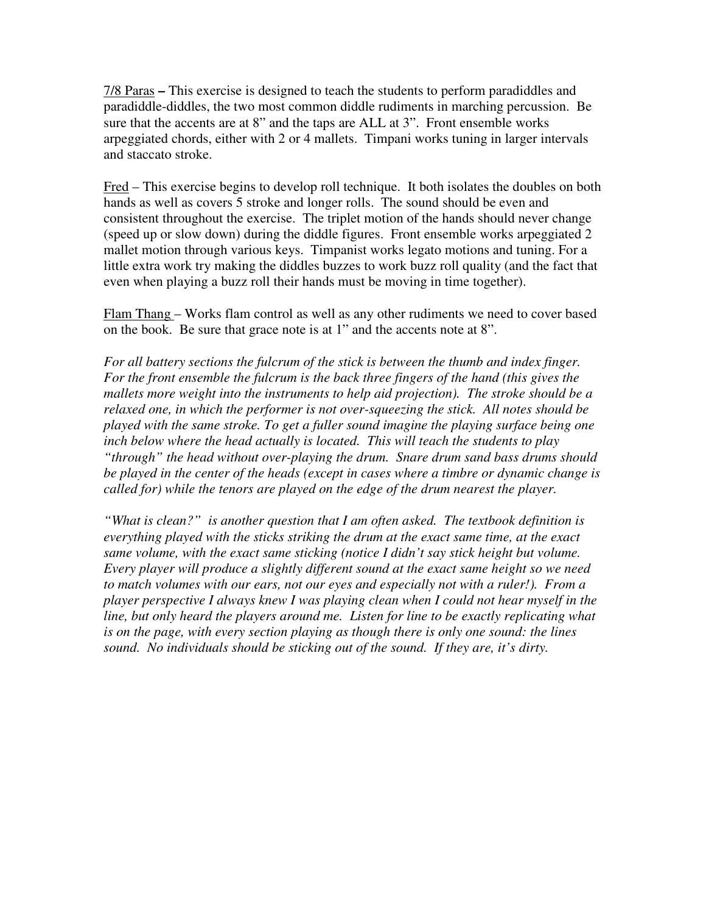<u>7/8 Paras</u> **–** This exercise is designed to teach the students to perform paradiddles and paradiddle-diddles, the two most common diddle rudiments in marching percussion. Be sure that the accents are at 8" and the taps are ALL at 3". Front ensemble works arpeggiated chords, either with 2 or 4 mallets. Timpani works tuning in larger intervals and staccato stroke.

<u>Fred</u> – This exercise begins to develop roll technique. It both isolates the doubles on both hands as well as covers 5 stroke and longer rolls. The sound should be even and consistent throughout the exercise. The triplet motion of the hands should never change (speed up or slow down) during the diddle figures. Front ensemble works arpeggiated 2 mallet motion through various keys. Timpanist works legato motions and tuning. For a little extra work try making the diddles buzzes to work buzz roll quality (and the fact that even when playing a buzz roll their hands must be moving in time together).

<u>Flam Thang</u> – Works flam control as well as any other rudiments we need to cover based on the book. Be sure that grace note is at 1" and the accents note at 8".

*For all battery sections the fulcrum of the stick is between the thumb and index finger. For the front ensemble the fulcrum is the back three fingers of the hand (this gives the mallets more weight into the instruments to help aid projection). The stroke should be a relaxed one, in which the performer is not over-squeezing the stick. All notes should be played with the same stroke. To get a fuller sound imagine the playing surface being one inch below where the head actually is located. This will teach the students to play "through" the head without over-playing the drum. Snare drum sand bass drums should be played in the center of the heads (except in cases where a timbre or dynamic change is called for) while the tenors are played on the edge of the drum nearest the player.*

*"What is clean?" is another question that I am often asked. The textbook definition is everything played with the sticks striking the drum at the exact same time, at the exact same volume, with the exact same sticking (notice I didn't say stick height but volume. Every player will produce a slightly different sound at the exact same height so we need to match volumes with our ears, not our eyes and especially not with a ruler!). From a player perspective I always knew I was playing clean when I could not hear myself in the line, but only heard the players around me. Listen for line to be exactly replicating what is on the page, with every section playing as though there is only one sound: the lines sound. No individuals should be sticking out of the sound. If they are, it's dirty.*